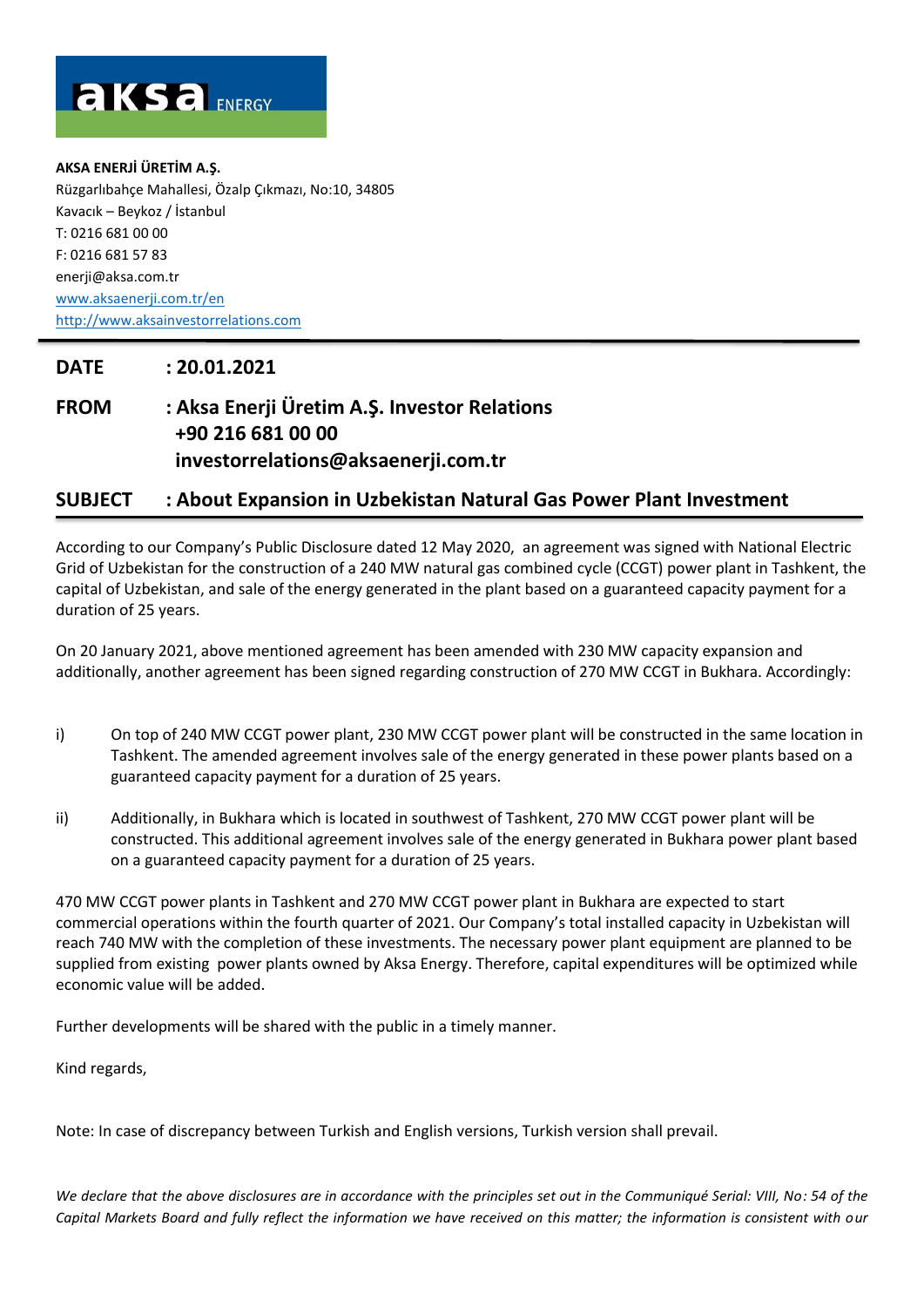**AKSA ENERJİ ÜRETİM A.Ş.**
Rüzgarlıbahçe Mahallesi, Özalp Çıkmazı, No:10, 34805
Kavacık – Beykoz / İstanbul
T: 0216 681 00 00
F: 0216 681 57 83
enerji@aksa.com.tr
www.aksaenerji.com.tr/en
http://www.aksainvestorrelations.com

**DATE : 20.01.2021**

**FROM : Aksa Enerji Üretim A.Ş. Investor Relations**
**+90 216 681 00 00**
**investorrelations@aksaenerji.com.tr**

**SUBJECT : About Expansion in Uzbekistan Natural Gas Power Plant Investment**

According to our Company's Public Disclosure dated 12 May 2020, an agreement was signed with National Electric Grid of Uzbekistan for the construction of a 240 MW natural gas combined cycle (CCGT) power plant in Tashkent, the capital of Uzbekistan, and sale of the energy generated in the plant based on a guaranteed capacity payment for a duration of 25 years.

On 20 January 2021, above mentioned agreement has been amended with 230 MW capacity expansion and additionally, another agreement has been signed regarding construction of 270 MW CCGT in Bukhara. Accordingly:

i) On top of 240 MW CCGT power plant, 230 MW CCGT power plant will be constructed in the same location in Tashkent. The amended agreement involves sale of the energy generated in these power plants based on a guaranteed capacity payment for a duration of 25 years.

ii) Additionally, in Bukhara which is located in southwest of Tashkent, 270 MW CCGT power plant will be constructed. This additional agreement involves sale of the energy generated in Bukhara power plant based on a guaranteed capacity payment for a duration of 25 years.

470 MW CCGT power plants in Tashkent and 270 MW CCGT power plant in Bukhara are expected to start commercial operations within the fourth quarter of 2021. Our Company's total installed capacity in Uzbekistan will reach 740 MW with the completion of these investments. The necessary power plant equipment are planned to be supplied from existing power plants owned by Aksa Energy. Therefore, capital expenditures will be optimized while economic value will be added.

Further developments will be shared with the public in a timely manner.

Kind regards,

Note: In case of discrepancy between Turkish and English versions, Turkish version shall prevail.

*We declare that the above disclosures are in accordance with the principles set out in the Communiqué Serial: VIII, No: 54 of the Capital Markets Board and fully reflect the information we have received on this matter; the information is consistent with our*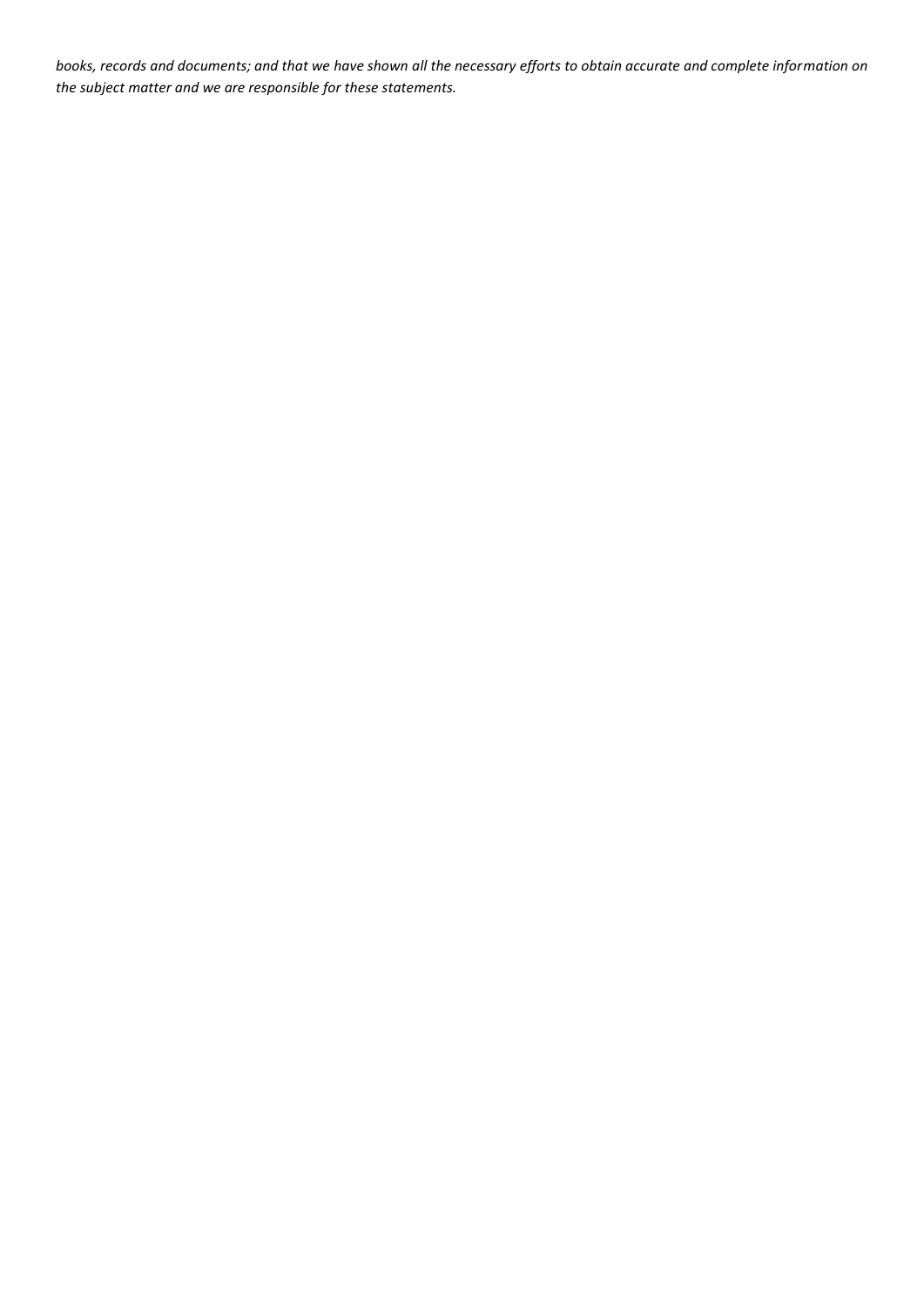*books, records and documents; and that we have shown all the necessary efforts to obtain accurate and complete information on the subject matter and we are responsible for these statements.*